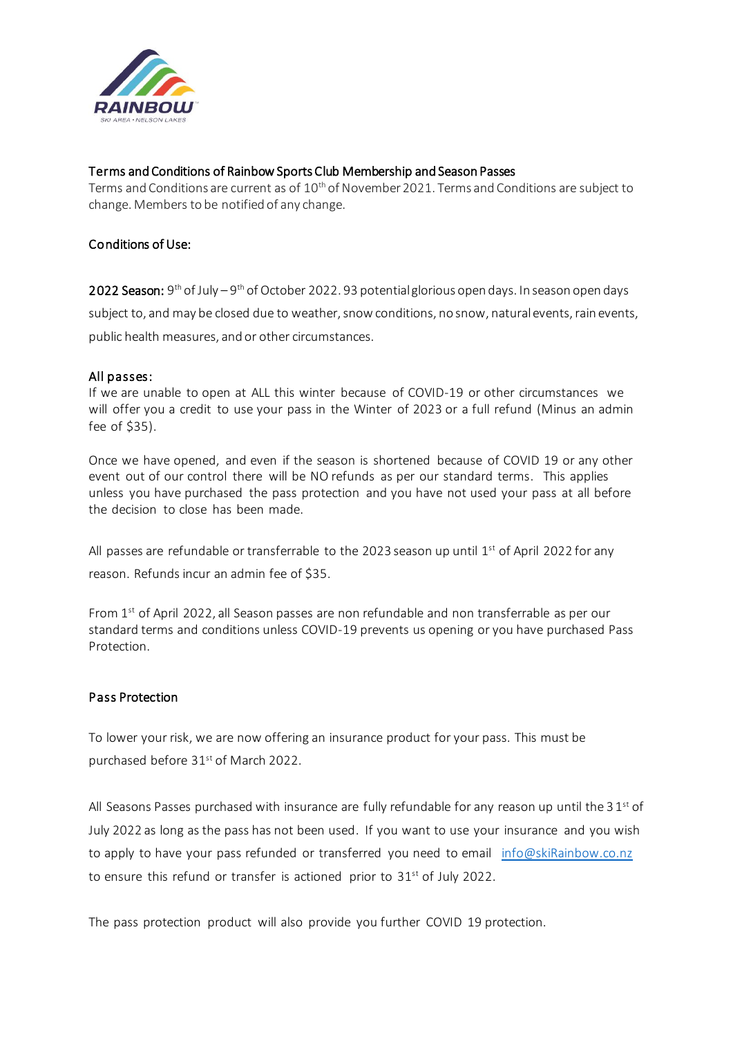## Terms and Conditions of Rainbow Sports Club Membership and Season Passes

Terms and Conditions are current as of 10th of November 2021. Terms and Conditions are subject to change. Members to be notified of any change.

### Conditions of Use:

**2022 Season:** 9th of July – 9th of October 2022. 93 potential glorious open days. In season open days subject to, and may be closed due to weather, snow conditions, no snow, natural events, rain events, public health measures, and or other circumstances.

### All passes:

If we are unable to open at ALL this winter because of COVID-19 or other circumstances we will offer you a credit to use your pass in the Winter of 2023 or a full refund (Minus an admin fee of $35).

Once we have opened, and even if the season is shortened because of COVID 19 or any other event out of our control there will be NO refunds as per our standard terms. This applies unless you have purchased the pass protection and you have not used your pass at all before the decision to close has been made.

All passes are refundable or transferrable to the 2023 season up until 1st of April 2022 for any reason. Refunds incur an admin fee of $35.

From 1st of April 2022, all Season passes are non refundable and non transferrable as per our standard terms and conditions unless COVID-19 prevents us opening or you have purchased Pass Protection.

### Pass Protection

To lower your risk, we are now offering an insurance product for your pass. This must be purchased before 31st of March 2022.

All Seasons Passes purchased with insurance are fully refundable for any reason up until the 31st of July 2022 as long as the pass has not been used. If you want to use your insurance and you wish to apply to have your pass refunded or transferred you need to email info@skiRainbow.co.nz to ensure this refund or transfer is actioned prior to 31st of July 2022.

The pass protection product will also provide you further COVID 19 protection.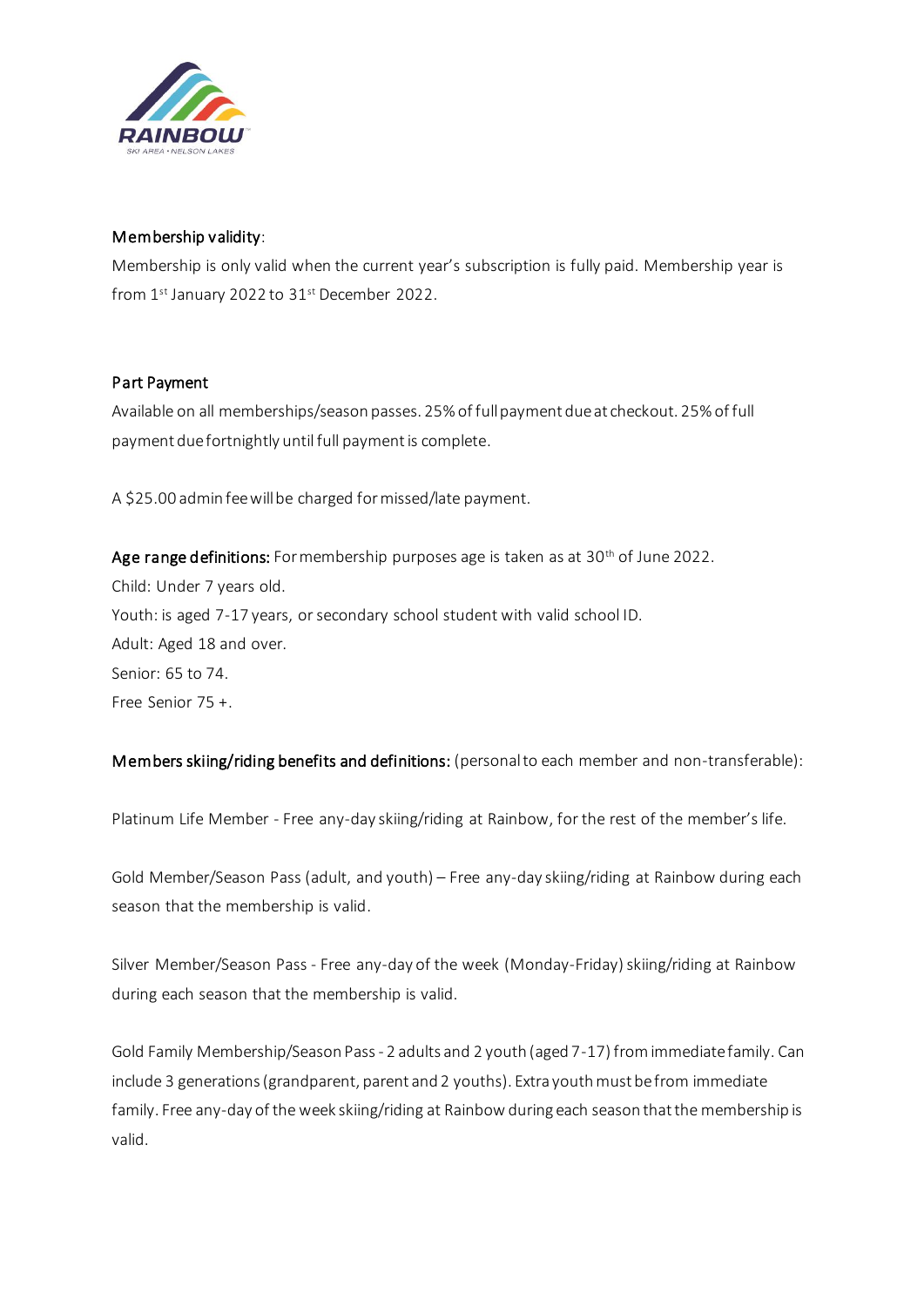**Membership validity**:

Membership is only valid when the current year's subscription is fully paid. Membership year is from 1st January 2022 to 31st December 2022.

**Part Payment**

Available on all memberships/season passes. 25% of full payment due at checkout. 25% of full payment due fortnightly until full payment is complete.

A $25.00 admin fee will be charged for missed/late payment.

**Age range definitions:** For membership purposes age is taken as at 30th of June 2022.

Child: Under 7 years old.

Youth: is aged 7-17 years, or secondary school student with valid school ID.

Adult: Aged 18 and over.

Senior: 65 to 74.

Free Senior 75 +.

**Members skiing/riding benefits and definitions:** (personal to each member and non-transferable):

Platinum Life Member - Free any-day skiing/riding at Rainbow, for the rest of the member's life.

Gold Member/Season Pass (adult, and youth) – Free any-day skiing/riding at Rainbow during each season that the membership is valid.

Silver Member/Season Pass - Free any-day of the week (Monday-Friday) skiing/riding at Rainbow during each season that the membership is valid.

Gold Family Membership/Season Pass - 2 adults and 2 youth (aged 7-17) from immediate family. Can include 3 generations (grandparent, parent and 2 youths). Extra youth must be from immediate family. Free any-day of the week skiing/riding at Rainbow during each season that the membership is valid.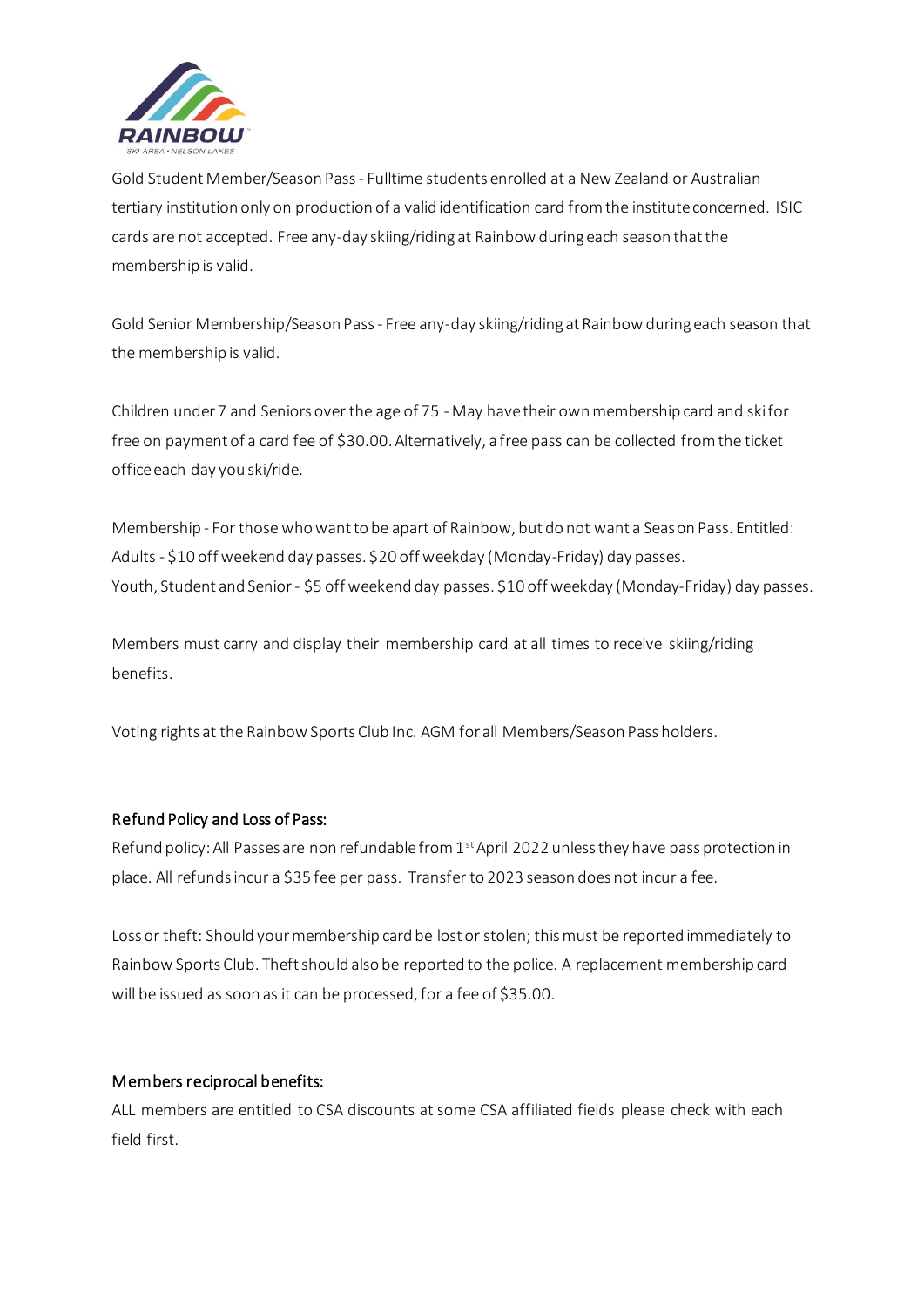Gold Student Member/Season Pass - Fulltime students enrolled at a New Zealand or Australian tertiary institution only on production of a valid identification card from the institute concerned. ISIC cards are not accepted. Free any-day skiing/riding at Rainbow during each season that the membership is valid.

Gold Senior Membership/Season Pass - Free any-day skiing/riding at Rainbow during each season that the membership is valid.

Children under 7 and Seniors over the age of 75 - May have their own membership card and ski for free on payment of a card fee of $30.00. Alternatively, a free pass can be collected from the ticket office each day you ski/ride.

Membership - For those who want to be apart of Rainbow, but do not want a Season Pass. Entitled:
Adults - $10 off weekend day passes. $20 off weekday (Monday-Friday) day passes.
Youth, Student and Senior - $5 off weekend day passes. $10 off weekday (Monday-Friday) day passes.

Members must carry and display their membership card at all times to receive skiing/riding benefits.

Voting rights at the Rainbow Sports Club Inc. AGM for all Members/Season Pass holders.

## Refund Policy and Loss of Pass:

Refund policy: All Passes are non refundable from 1st April 2022 unless they have pass protection in place. All refunds incur a $35 fee per pass. Transfer to 2023 season does not incur a fee.

Loss or theft: Should your membership card be lost or stolen; this must be reported immediately to Rainbow Sports Club. Theft should also be reported to the police. A replacement membership card will be issued as soon as it can be processed, for a fee of $35.00.

## Members reciprocal benefits:

ALL members are entitled to CSA discounts at some CSA affiliated fields please check with each field first.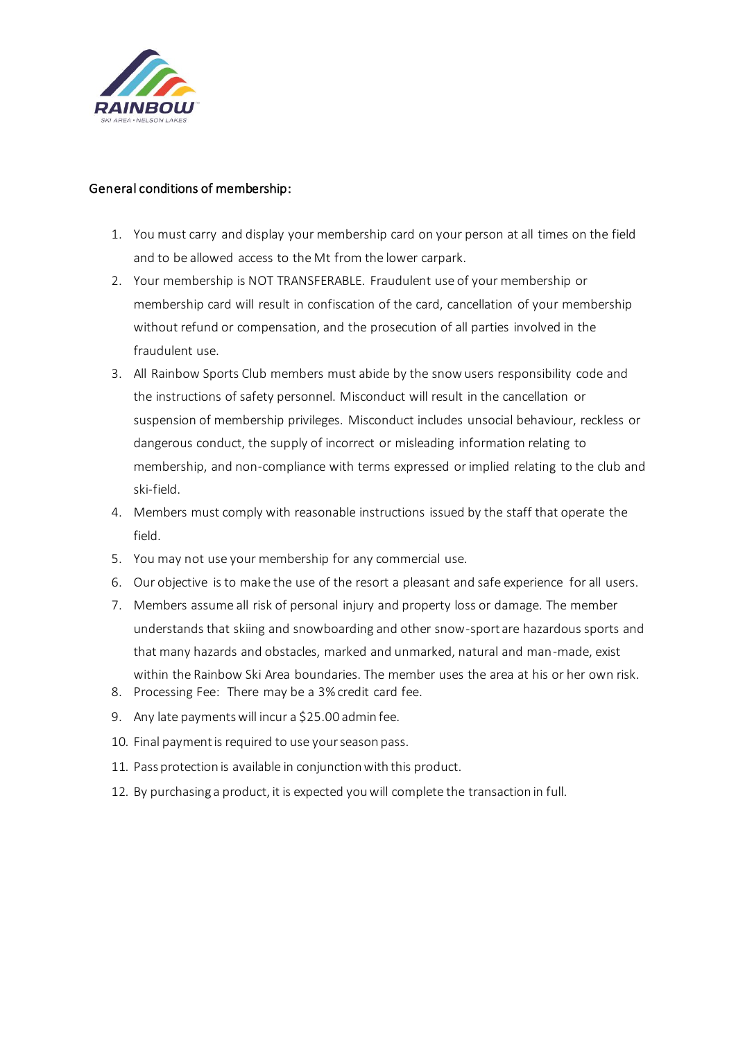General conditions of membership:

1. You must carry and display your membership card on your person at all times on the field and to be allowed access to the Mt from the lower carpark.
2. Your membership is NOT TRANSFERABLE. Fraudulent use of your membership or membership card will result in confiscation of the card, cancellation of your membership without refund or compensation, and the prosecution of all parties involved in the fraudulent use.
3. All Rainbow Sports Club members must abide by the snow users responsibility code and the instructions of safety personnel. Misconduct will result in the cancellation or suspension of membership privileges. Misconduct includes unsocial behaviour, reckless or dangerous conduct, the supply of incorrect or misleading information relating to membership, and non-compliance with terms expressed or implied relating to the club and ski-field.
4. Members must comply with reasonable instructions issued by the staff that operate the field.
5. You may not use your membership for any commercial use.
6. Our objective is to make the use of the resort a pleasant and safe experience for all users.
7. Members assume all risk of personal injury and property loss or damage. The member understands that skiing and snowboarding and other snow-sport are hazardous sports and that many hazards and obstacles, marked and unmarked, natural and man-made, exist within the Rainbow Ski Area boundaries. The member uses the area at his or her own risk.
8. Processing Fee: There may be a 3% credit card fee.
9. Any late payments will incur a $25.00 admin fee.
10. Final payment is required to use your season pass.
11. Pass protection is available in conjunction with this product.
12. By purchasing a product, it is expected you will complete the transaction in full.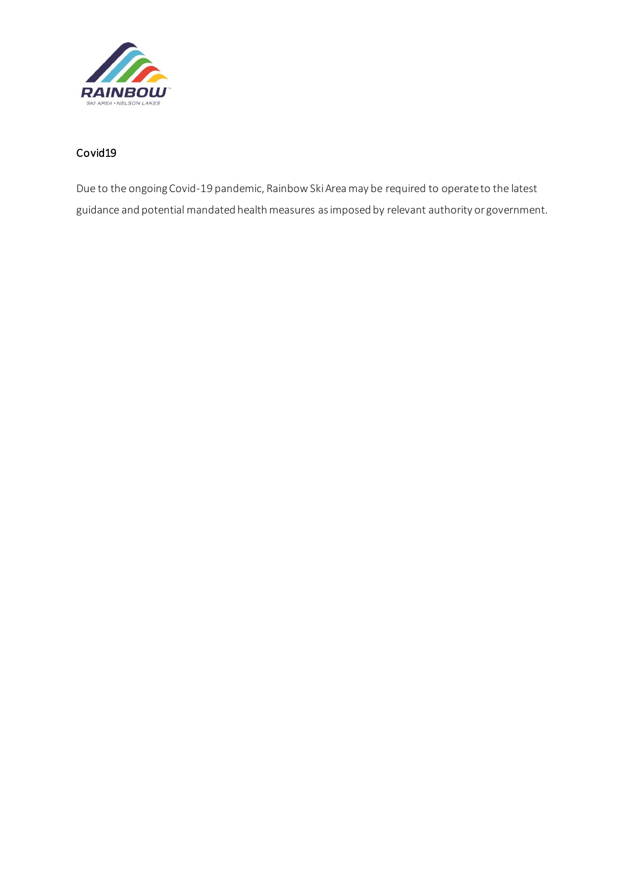## Covid19

Due to the ongoing Covid-19 pandemic, Rainbow Ski Area may be required to operate to the latest guidance and potential mandated health measures as imposed by relevant authority or government.